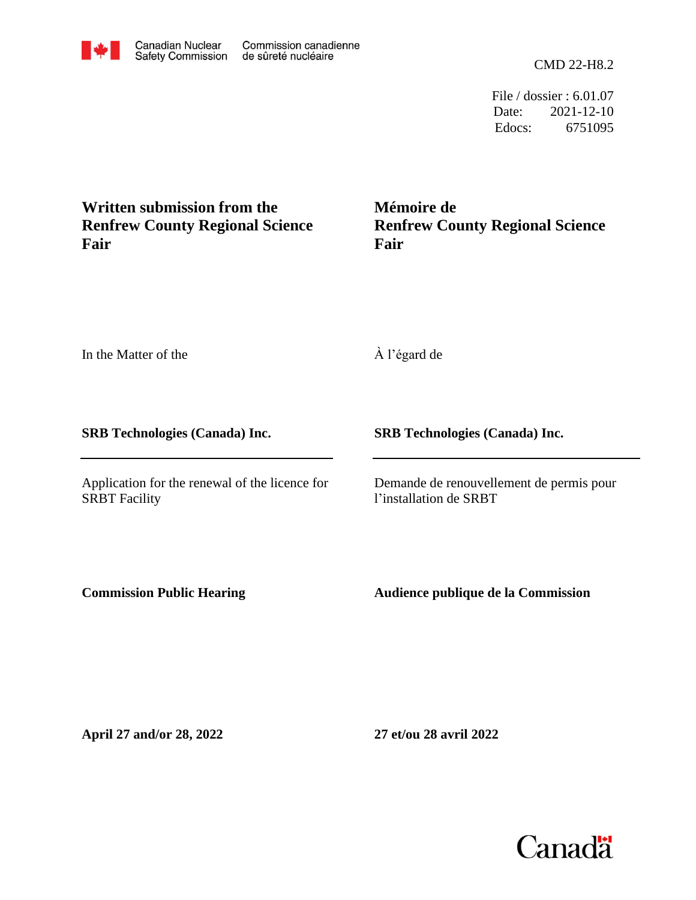Canadian Nuclear Safety Commission / Commission canadienne de sûreté nucléaire

CMD 22-H8.2

File / dossier : 6.01.07
Date: 2021-12-10
Edocs: 6751095

**Written submission from the Renfrew County Regional Science Fair**

**Mémoire de Renfrew County Regional Science Fair**

In the Matter of the

À l'égard de

**SRB Technologies (Canada) Inc.**

**SRB Technologies (Canada) Inc.**

Application for the renewal of the licence for SRBT Facility

Demande de renouvellement de permis pour l'installation de SRBT

**Commission Public Hearing**

**Audience publique de la Commission**

**April 27 and/or 28, 2022**

**27 et/ou 28 avril 2022**

Canada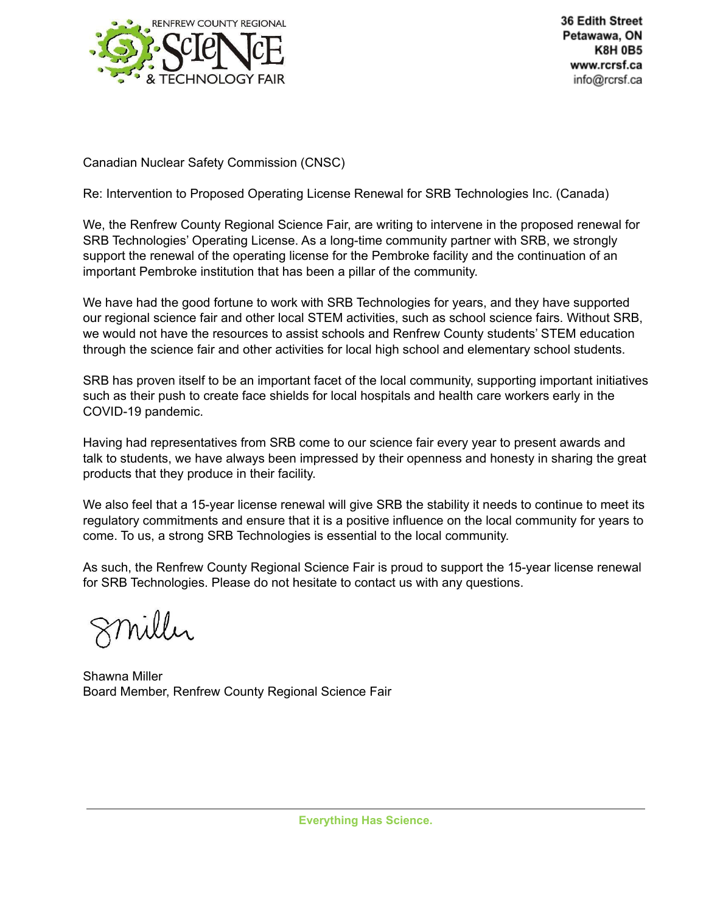RENFREW COUNTY REGIONAL SCIENCE & TECHNOLOGY FAIR

**36 Edith Street**
**Petawawa, ON**
**K8H 0B5**
**www.rcrsf.ca**
info@rcrsf.ca

Canadian Nuclear Safety Commission (CNSC)

Re: Intervention to Proposed Operating License Renewal for SRB Technologies Inc. (Canada)

We, the Renfrew County Regional Science Fair, are writing to intervene in the proposed renewal for SRB Technologies' Operating License. As a long-time community partner with SRB, we strongly support the renewal of the operating license for the Pembroke facility and the continuation of an important Pembroke institution that has been a pillar of the community.

We have had the good fortune to work with SRB Technologies for years, and they have supported our regional science fair and other local STEM activities, such as school science fairs. Without SRB, we would not have the resources to assist schools and Renfrew County students' STEM education through the science fair and other activities for local high school and elementary school students.

SRB has proven itself to be an important facet of the local community, supporting important initiatives such as their push to create face shields for local hospitals and health care workers early in the COVID-19 pandemic.

Having had representatives from SRB come to our science fair every year to present awards and talk to students, we have always been impressed by their openness and honesty in sharing the great products that they produce in their facility.

We also feel that a 15-year license renewal will give SRB the stability it needs to continue to meet its regulatory commitments and ensure that it is a positive influence on the local community for years to come. To us, a strong SRB Technologies is essential to the local community.

As such, the Renfrew County Regional Science Fair is proud to support the 15-year license renewal for SRB Technologies. Please do not hesitate to contact us with any questions.

SMiller

Shawna Miller
Board Member, Renfrew County Regional Science Fair

**Everything Has Science.**